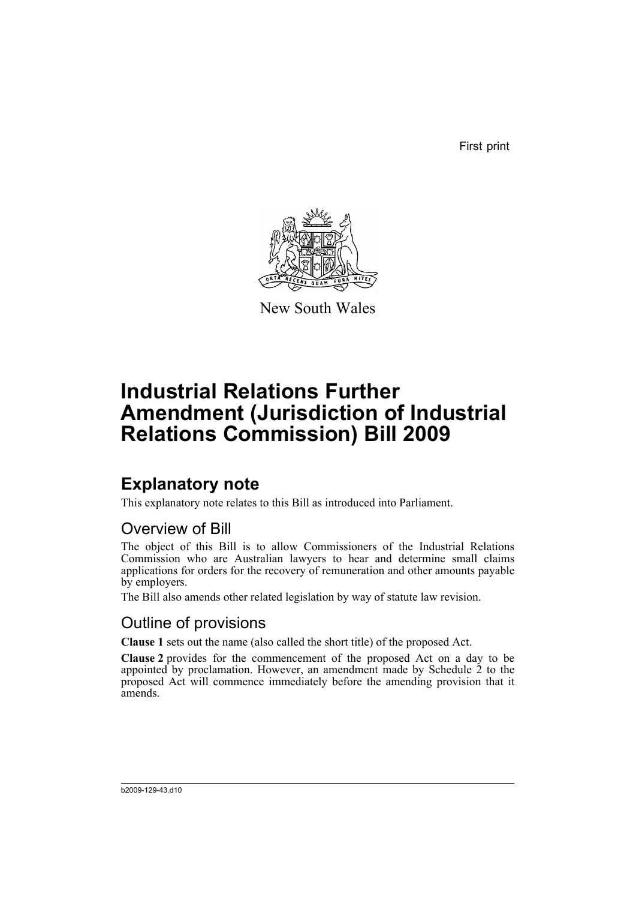First print

New South Wales

# Industrial Relations Further Amendment (Jurisdiction of Industrial Relations Commission) Bill 2009

## Explanatory note

This explanatory note relates to this Bill as introduced into Parliament.

### Overview of Bill

The object of this Bill is to allow Commissioners of the Industrial Relations Commission who are Australian lawyers to hear and determine small claims applications for orders for the recovery of remuneration and other amounts payable by employers.

The Bill also amends other related legislation by way of statute law revision.

### Outline of provisions

**Clause 1** sets out the name (also called the short title) of the proposed Act.

**Clause 2** provides for the commencement of the proposed Act on a day to be appointed by proclamation. However, an amendment made by Schedule 2 to the proposed Act will commence immediately before the amending provision that it amends.

b2009-129-43.d10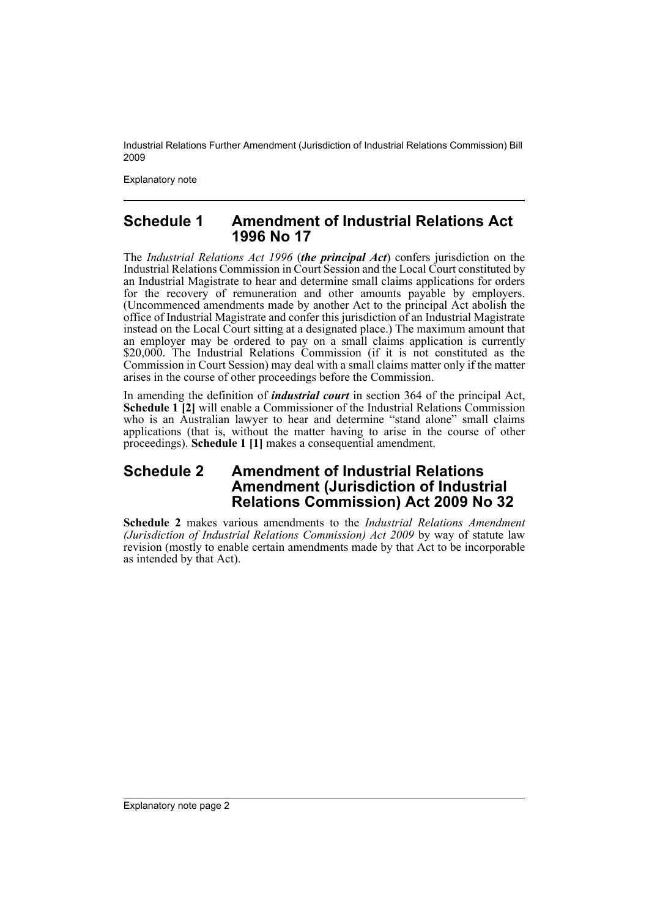Explanatory note

## Schedule 1 Amendment of Industrial Relations Act 1996 No 17

The *Industrial Relations Act 1996* (***the principal Act***) confers jurisdiction on the Industrial Relations Commission in Court Session and the Local Court constituted by an Industrial Magistrate to hear and determine small claims applications for orders for the recovery of remuneration and other amounts payable by employers. (Uncommenced amendments made by another Act to the principal Act abolish the office of Industrial Magistrate and confer this jurisdiction of an Industrial Magistrate instead on the Local Court sitting at a designated place.) The maximum amount that an employer may be ordered to pay on a small claims application is currently $20,000. The Industrial Relations Commission (if it is not constituted as the Commission in Court Session) may deal with a small claims matter only if the matter arises in the course of other proceedings before the Commission.

In amending the definition of ***industrial court*** in section 364 of the principal Act, **Schedule 1 [2]** will enable a Commissioner of the Industrial Relations Commission who is an Australian lawyer to hear and determine "stand alone" small claims applications (that is, without the matter having to arise in the course of other proceedings). **Schedule 1 [1]** makes a consequential amendment.

## Schedule 2 Amendment of Industrial Relations Amendment (Jurisdiction of Industrial Relations Commission) Act 2009 No 32

**Schedule 2** makes various amendments to the *Industrial Relations Amendment (Jurisdiction of Industrial Relations Commission) Act 2009* by way of statute law revision (mostly to enable certain amendments made by that Act to be incorporable as intended by that Act).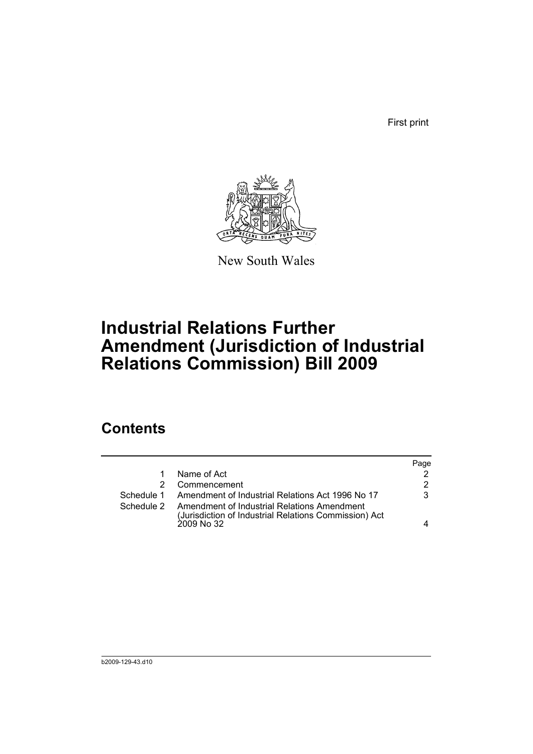First print

New South Wales

# Industrial Relations Further Amendment (Jurisdiction of Industrial Relations Commission) Bill 2009

## Contents

| | | Page |
|---|---|---|
| 1 | Name of Act | 2 |
| 2 | Commencement | 2 |
| Schedule 1 | Amendment of Industrial Relations Act 1996 No 17 | 3 |
| Schedule 2 | Amendment of Industrial Relations Amendment (Jurisdiction of Industrial Relations Commission) Act 2009 No 32 | 4 |

b2009-129-43.d10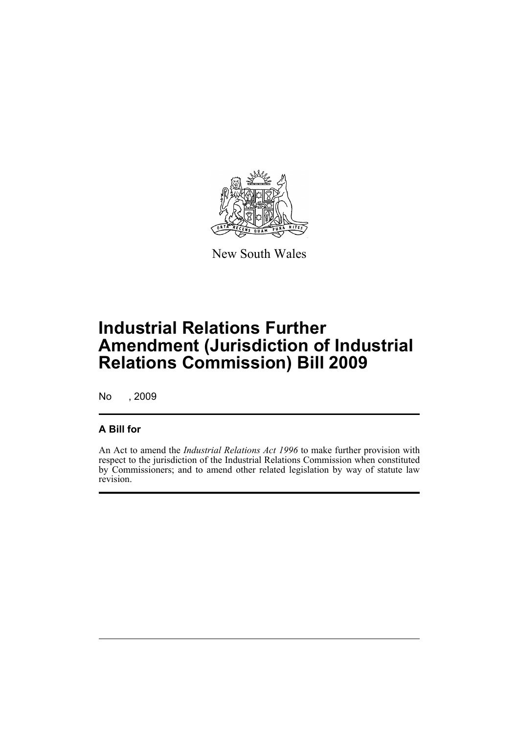New South Wales

# Industrial Relations Further Amendment (Jurisdiction of Industrial Relations Commission) Bill 2009

No , 2009

## A Bill for

An Act to amend the *Industrial Relations Act 1996* to make further provision with respect to the jurisdiction of the Industrial Relations Commission when constituted by Commissioners; and to amend other related legislation by way of statute law revision.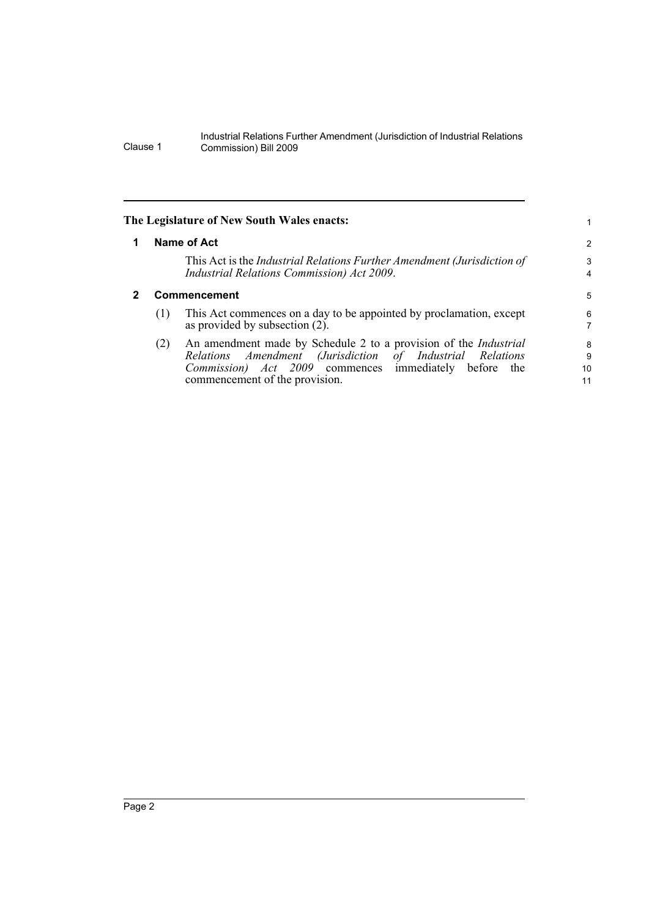The Legislature of New South Wales enacts:

## 1 Name of Act

This Act is the *Industrial Relations Further Amendment (Jurisdiction of Industrial Relations Commission) Act 2009*.

## 2 Commencement

(1) This Act commences on a day to be appointed by proclamation, except as provided by subsection (2).

(2) An amendment made by Schedule 2 to a provision of the *Industrial Relations Amendment (Jurisdiction of Industrial Relations Commission) Act 2009* commences immediately before the commencement of the provision.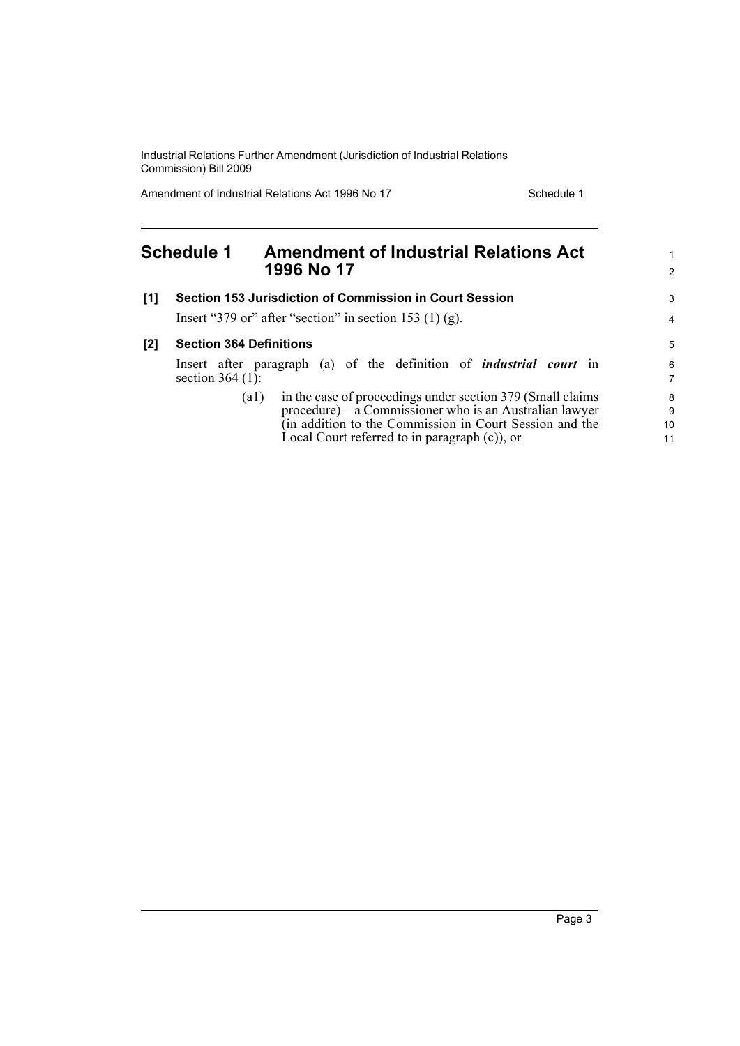## Schedule 1 Amendment of Industrial Relations Act 1996 No 17

**[1] Section 153 Jurisdiction of Commission in Court Session**

Insert "379 or" after "section" in section 153 (1) (g).

**[2] Section 364 Definitions**

Insert after paragraph (a) of the definition of ***industrial court*** in section 364 (1):

> (a1) in the case of proceedings under section 379 (Small claims procedure)—a Commissioner who is an Australian lawyer (in addition to the Commission in Court Session and the Local Court referred to in paragraph (c)), or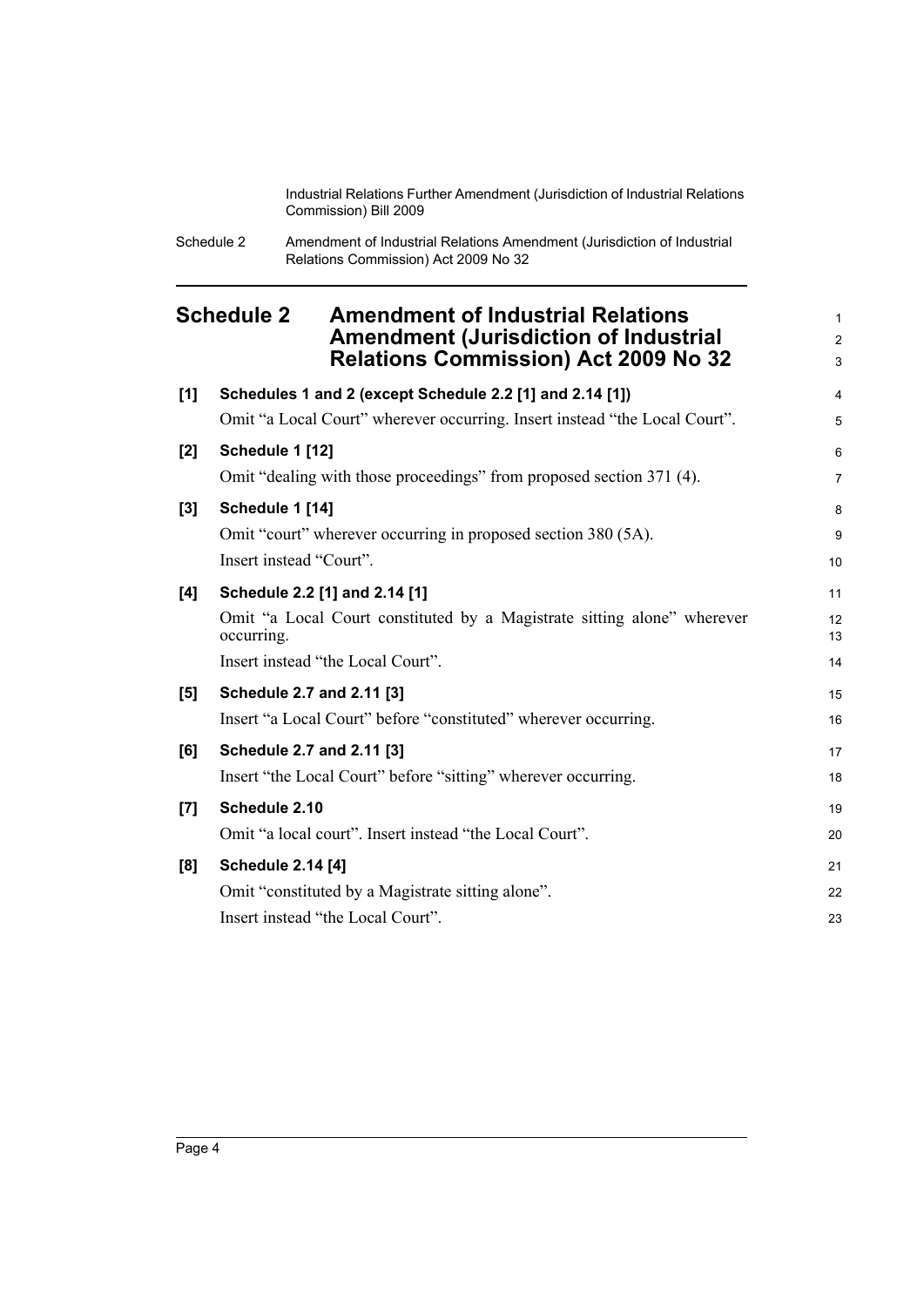# Schedule 2 Amendment of Industrial Relations Amendment (Jurisdiction of Industrial Relations Commission) Act 2009 No 32

**[1] Schedules 1 and 2 (except Schedule 2.2 [1] and 2.14 [1])**

Omit "a Local Court" wherever occurring. Insert instead "the Local Court".

**[2] Schedule 1 [12]**

Omit "dealing with those proceedings" from proposed section 371 (4).

**[3] Schedule 1 [14]**

Omit "court" wherever occurring in proposed section 380 (5A).

Insert instead "Court".

**[4] Schedule 2.2 [1] and 2.14 [1]**

Omit "a Local Court constituted by a Magistrate sitting alone" wherever occurring.

Insert instead "the Local Court".

**[5] Schedule 2.7 and 2.11 [3]**

Insert "a Local Court" before "constituted" wherever occurring.

**[6] Schedule 2.7 and 2.11 [3]**

Insert "the Local Court" before "sitting" wherever occurring.

**[7] Schedule 2.10**

Omit "a local court". Insert instead "the Local Court".

**[8] Schedule 2.14 [4]**

Omit "constituted by a Magistrate sitting alone".

Insert instead "the Local Court".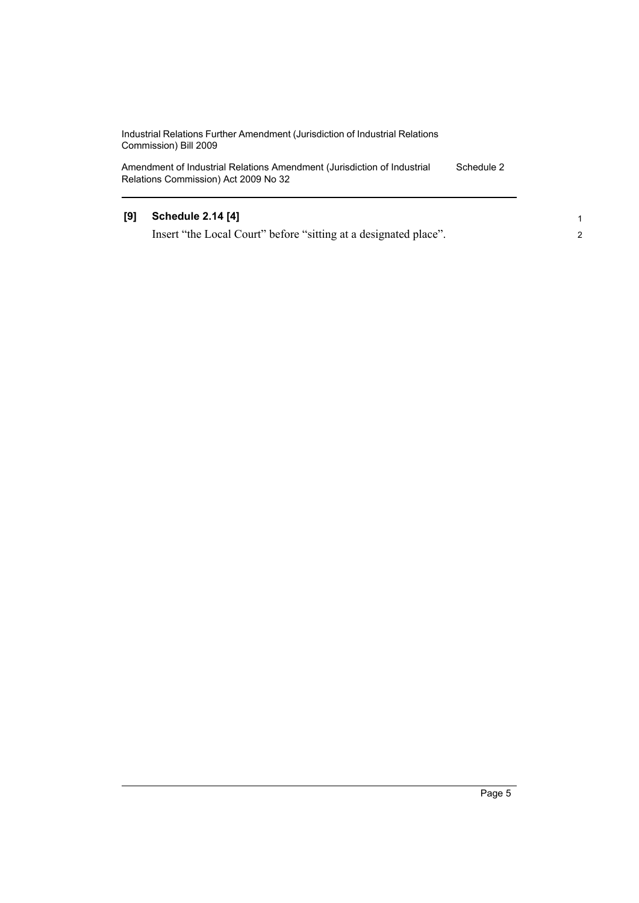**[9] Schedule 2.14 [4]**

Insert "the Local Court" before "sitting at a designated place".